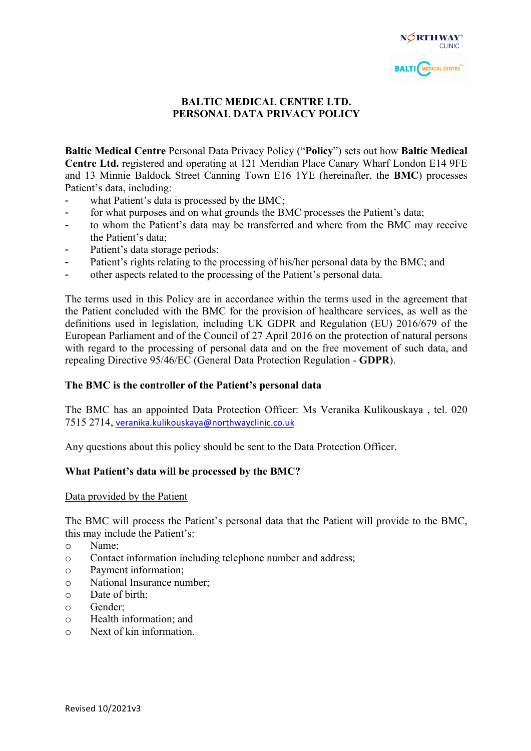# BALTIC MEDICAL CENTRE LTD.
# PERSONAL DATA PRIVACY POLICY

**Baltic Medical Centre** Personal Data Privacy Policy ("**Policy**") sets out how **Baltic Medical Centre Ltd.** registered and operating at 121 Meridian Place Canary Wharf London E14 9FE and 13 Minnie Baldock Street Canning Town E16 1YE (hereinafter, the **BMC**) processes Patient's data, including:

- what Patient's data is processed by the BMC;
- for what purposes and on what grounds the BMC processes the Patient's data;
- to whom the Patient's data may be transferred and where from the BMC may receive the Patient's data;
- Patient's data storage periods;
- Patient's rights relating to the processing of his/her personal data by the BMC; and
- other aspects related to the processing of the Patient's personal data.

The terms used in this Policy are in accordance within the terms used in the agreement that the Patient concluded with the BMC for the provision of healthcare services, as well as the definitions used in legislation, including UK GDPR and Regulation (EU) 2016/679 of the European Parliament and of the Council of 27 April 2016 on the protection of natural persons with regard to the processing of personal data and on the free movement of such data, and repealing Directive 95/46/EC (General Data Protection Regulation - **GDPR**).

**The BMC is the controller of the Patient's personal data**

The BMC has an appointed Data Protection Officer: Ms Veranika Kulikouskaya , tel. 020 7515 2714, veranika.kulikouskaya@northwayclinic.co.uk

Any questions about this policy should be sent to the Data Protection Officer.

**What Patient's data will be processed by the BMC?**

Data provided by the Patient

The BMC will process the Patient's personal data that the Patient will provide to the BMC, this may include the Patient's:

- Name;
- Contact information including telephone number and address;
- Payment information;
- National Insurance number;
- Date of birth;
- Gender;
- Health information; and
- Next of kin information.

Revised 10/2021v3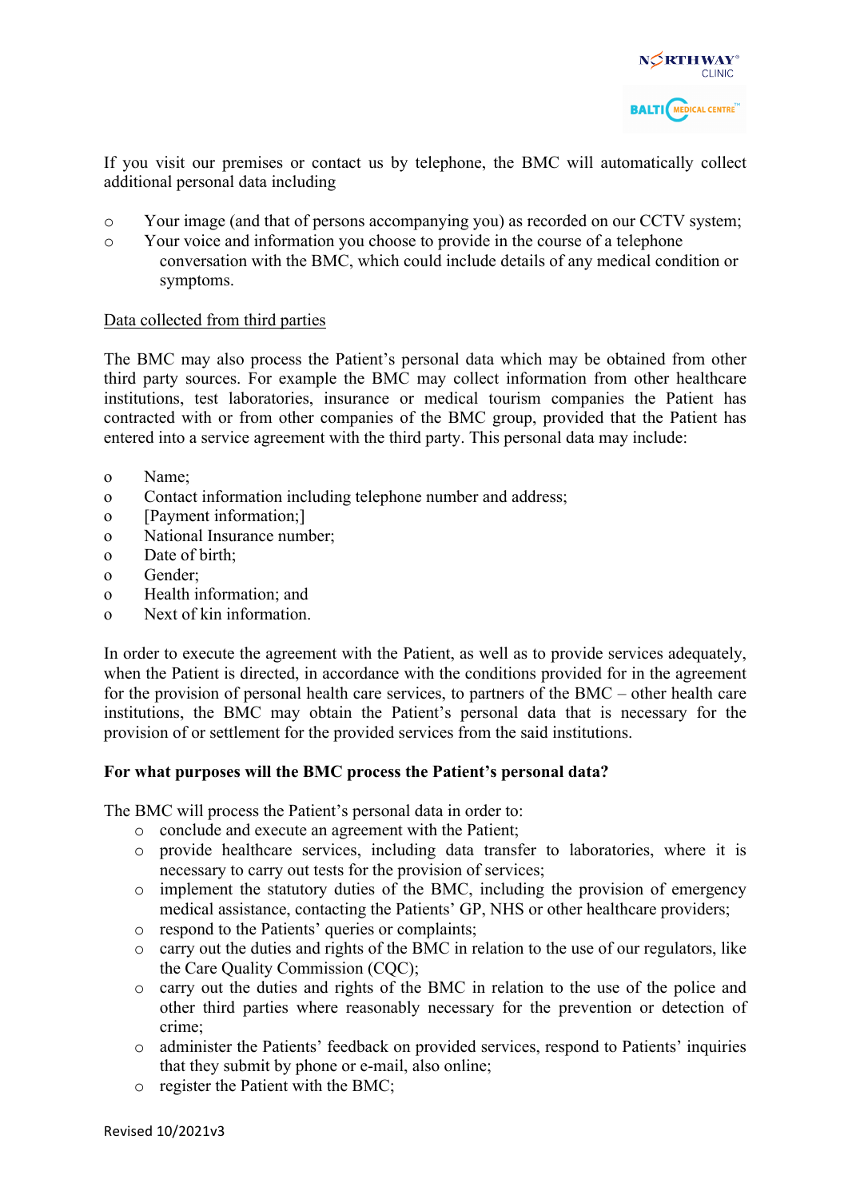If you visit our premises or contact us by telephone, the BMC will automatically collect additional personal data including

- Your image (and that of persons accompanying you) as recorded on our CCTV system;
- Your voice and information you choose to provide in the course of a telephone conversation with the BMC, which could include details of any medical condition or symptoms.

Data collected from third parties

The BMC may also process the Patient's personal data which may be obtained from other third party sources. For example the BMC may collect information from other healthcare institutions, test laboratories, insurance or medical tourism companies the Patient has contracted with or from other companies of the BMC group, provided that the Patient has entered into a service agreement with the third party. This personal data may include:

- Name;
- Contact information including telephone number and address;
- [Payment information;]
- National Insurance number;
- Date of birth;
- Gender;
- Health information; and
- Next of kin information.

In order to execute the agreement with the Patient, as well as to provide services adequately, when the Patient is directed, in accordance with the conditions provided for in the agreement for the provision of personal health care services, to partners of the BMC – other health care institutions, the BMC may obtain the Patient's personal data that is necessary for the provision of or settlement for the provided services from the said institutions.

**For what purposes will the BMC process the Patient's personal data?**

The BMC will process the Patient's personal data in order to:

- conclude and execute an agreement with the Patient;
- provide healthcare services, including data transfer to laboratories, where it is necessary to carry out tests for the provision of services;
- implement the statutory duties of the BMC, including the provision of emergency medical assistance, contacting the Patients' GP, NHS or other healthcare providers;
- respond to the Patients' queries or complaints;
- carry out the duties and rights of the BMC in relation to the use of our regulators, like the Care Quality Commission (CQC);
- carry out the duties and rights of the BMC in relation to the use of the police and other third parties where reasonably necessary for the prevention or detection of crime;
- administer the Patients' feedback on provided services, respond to Patients' inquiries that they submit by phone or e-mail, also online;
- register the Patient with the BMC;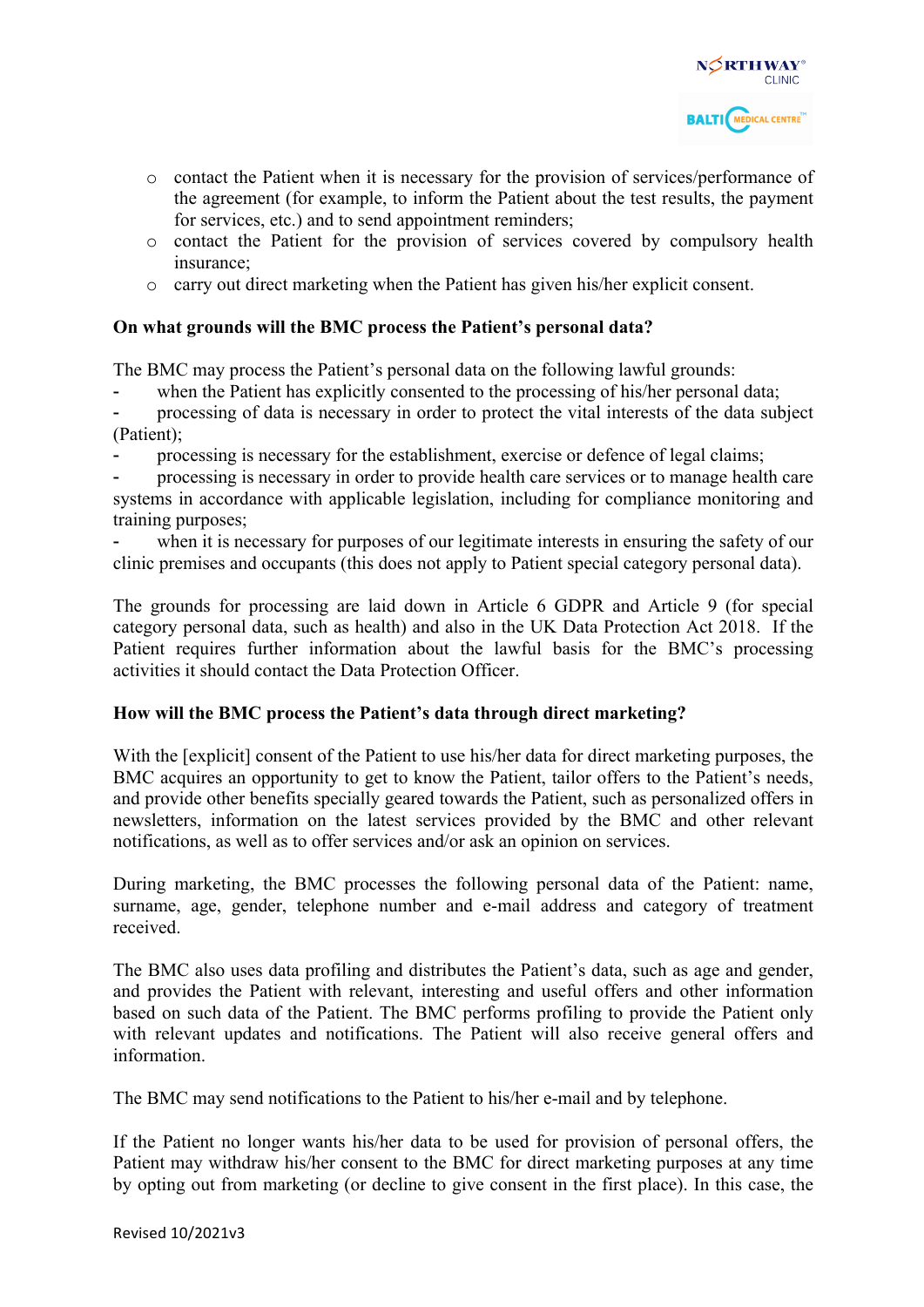- contact the Patient when it is necessary for the provision of services/performance of the agreement (for example, to inform the Patient about the test results, the payment for services, etc.) and to send appointment reminders;
- contact the Patient for the provision of services covered by compulsory health insurance;
- carry out direct marketing when the Patient has given his/her explicit consent.

**On what grounds will the BMC process the Patient's personal data?**

The BMC may process the Patient's personal data on the following lawful grounds:

- when the Patient has explicitly consented to the processing of his/her personal data;
- processing of data is necessary in order to protect the vital interests of the data subject (Patient);
- processing is necessary for the establishment, exercise or defence of legal claims;
- processing is necessary in order to provide health care services or to manage health care systems in accordance with applicable legislation, including for compliance monitoring and training purposes;
- when it is necessary for purposes of our legitimate interests in ensuring the safety of our clinic premises and occupants (this does not apply to Patient special category personal data).

The grounds for processing are laid down in Article 6 GDPR and Article 9 (for special category personal data, such as health) and also in the UK Data Protection Act 2018. If the Patient requires further information about the lawful basis for the BMC's processing activities it should contact the Data Protection Officer.

**How will the BMC process the Patient's data through direct marketing?**

With the [explicit] consent of the Patient to use his/her data for direct marketing purposes, the BMC acquires an opportunity to get to know the Patient, tailor offers to the Patient's needs, and provide other benefits specially geared towards the Patient, such as personalized offers in newsletters, information on the latest services provided by the BMC and other relevant notifications, as well as to offer services and/or ask an opinion on services.

During marketing, the BMC processes the following personal data of the Patient: name, surname, age, gender, telephone number and e-mail address and category of treatment received.

The BMC also uses data profiling and distributes the Patient's data, such as age and gender, and provides the Patient with relevant, interesting and useful offers and other information based on such data of the Patient. The BMC performs profiling to provide the Patient only with relevant updates and notifications. The Patient will also receive general offers and information.

The BMC may send notifications to the Patient to his/her e-mail and by telephone.

If the Patient no longer wants his/her data to be used for provision of personal offers, the Patient may withdraw his/her consent to the BMC for direct marketing purposes at any time by opting out from marketing (or decline to give consent in the first place). In this case, the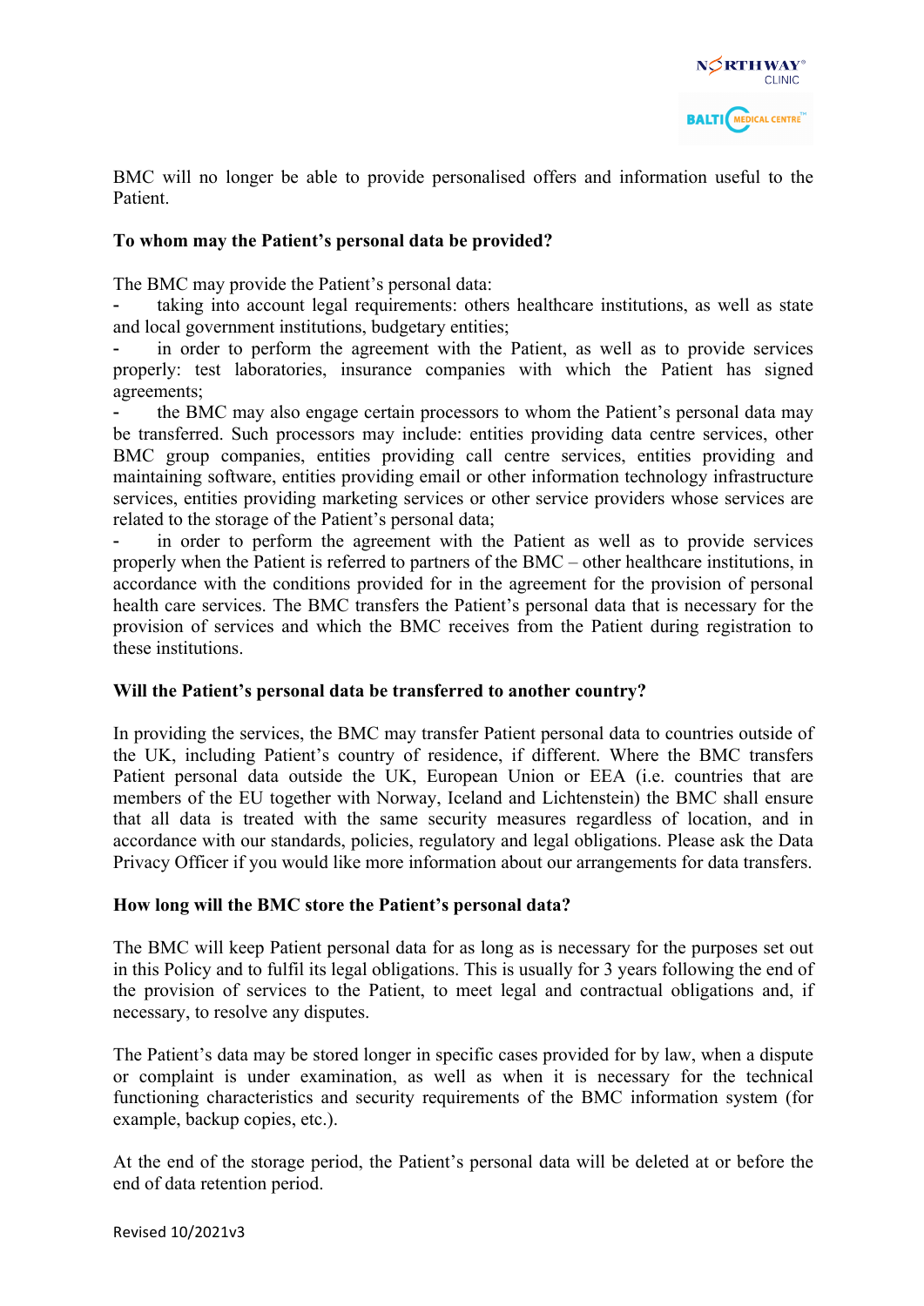BMC will no longer be able to provide personalised offers and information useful to the Patient.

**To whom may the Patient's personal data be provided?**

The BMC may provide the Patient's personal data:

- taking into account legal requirements: others healthcare institutions, as well as state and local government institutions, budgetary entities;
- in order to perform the agreement with the Patient, as well as to provide services properly: test laboratories, insurance companies with which the Patient has signed agreements;
- the BMC may also engage certain processors to whom the Patient's personal data may be transferred. Such processors may include: entities providing data centre services, other BMC group companies, entities providing call centre services, entities providing and maintaining software, entities providing email or other information technology infrastructure services, entities providing marketing services or other service providers whose services are related to the storage of the Patient's personal data;
- in order to perform the agreement with the Patient as well as to provide services properly when the Patient is referred to partners of the BMC – other healthcare institutions, in accordance with the conditions provided for in the agreement for the provision of personal health care services. The BMC transfers the Patient's personal data that is necessary for the provision of services and which the BMC receives from the Patient during registration to these institutions.

**Will the Patient's personal data be transferred to another country?**

In providing the services, the BMC may transfer Patient personal data to countries outside of the UK, including Patient's country of residence, if different. Where the BMC transfers Patient personal data outside the UK, European Union or EEA (i.e. countries that are members of the EU together with Norway, Iceland and Lichtenstein) the BMC shall ensure that all data is treated with the same security measures regardless of location, and in accordance with our standards, policies, regulatory and legal obligations. Please ask the Data Privacy Officer if you would like more information about our arrangements for data transfers.

**How long will the BMC store the Patient's personal data?**

The BMC will keep Patient personal data for as long as is necessary for the purposes set out in this Policy and to fulfil its legal obligations. This is usually for 3 years following the end of the provision of services to the Patient, to meet legal and contractual obligations and, if necessary, to resolve any disputes.

The Patient's data may be stored longer in specific cases provided for by law, when a dispute or complaint is under examination, as well as when it is necessary for the technical functioning characteristics and security requirements of the BMC information system (for example, backup copies, etc.).

At the end of the storage period, the Patient's personal data will be deleted at or before the end of data retention period.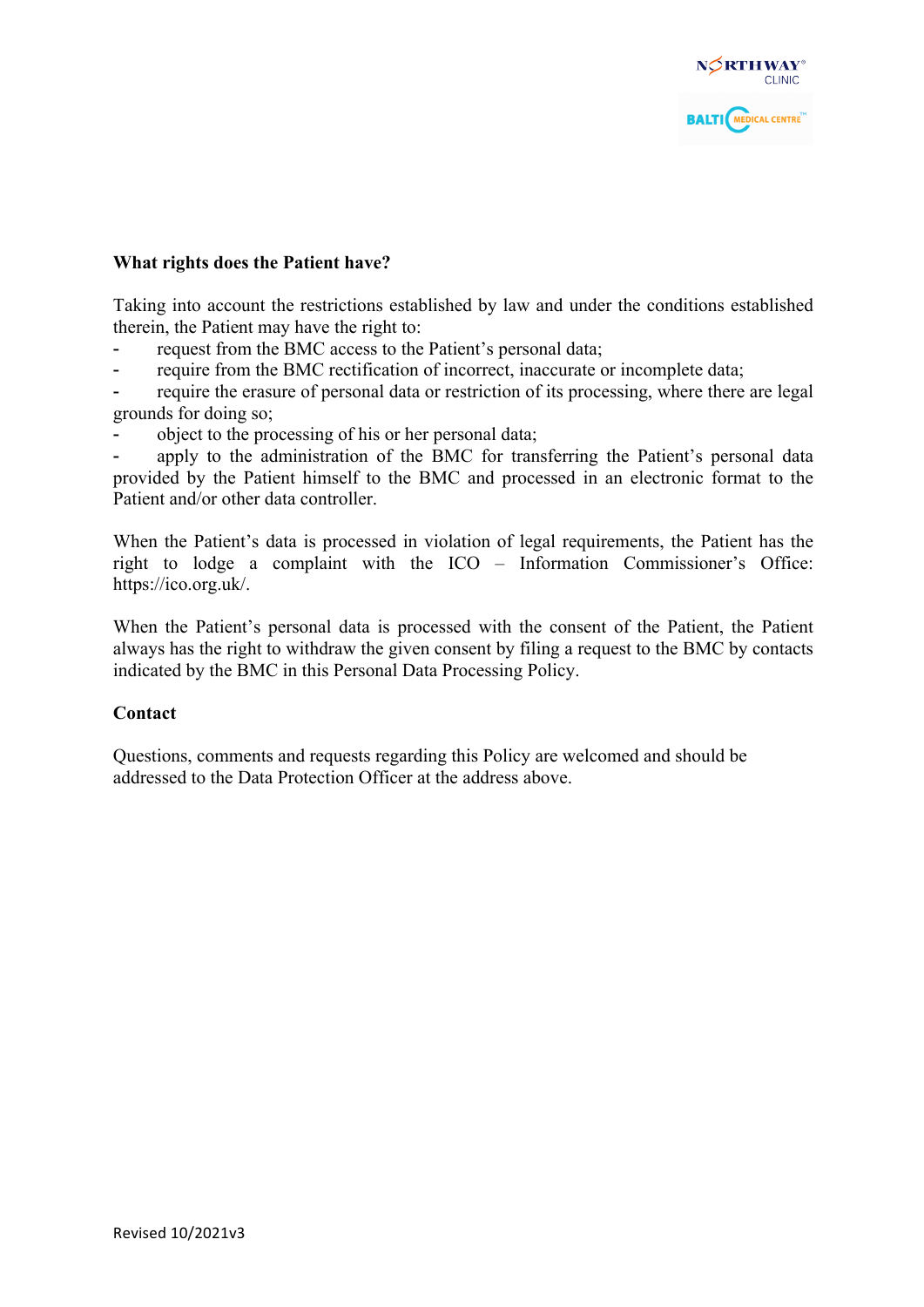**What rights does the Patient have?**

Taking into account the restrictions established by law and under the conditions established therein, the Patient may have the right to:

- request from the BMC access to the Patient's personal data;
- require from the BMC rectification of incorrect, inaccurate or incomplete data;
- require the erasure of personal data or restriction of its processing, where there are legal grounds for doing so;
- object to the processing of his or her personal data;
- apply to the administration of the BMC for transferring the Patient's personal data provided by the Patient himself to the BMC and processed in an electronic format to the Patient and/or other data controller.

When the Patient's data is processed in violation of legal requirements, the Patient has the right to lodge a complaint with the ICO – Information Commissioner's Office: https://ico.org.uk/.

When the Patient's personal data is processed with the consent of the Patient, the Patient always has the right to withdraw the given consent by filing a request to the BMC by contacts indicated by the BMC in this Personal Data Processing Policy.

**Contact**

Questions, comments and requests regarding this Policy are welcomed and should be addressed to the Data Protection Officer at the address above.

Revised 10/2021v3